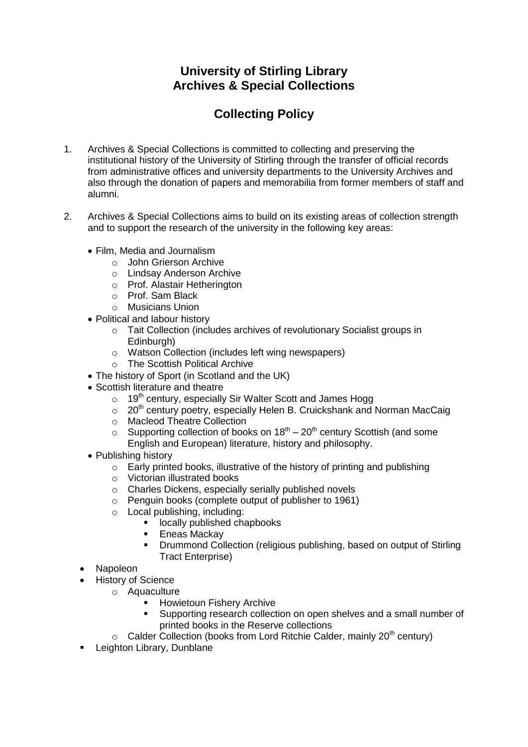# University of Stirling Library
# Archives & Special Collections

## Collecting Policy

1. Archives & Special Collections is committed to collecting and preserving the institutional history of the University of Stirling through the transfer of official records from administrative offices and university departments to the University Archives and also through the donation of papers and memorabilia from former members of staff and alumni.

2. Archives & Special Collections aims to build on its existing areas of collection strength and to support the research of the university in the following key areas:

   - Film, Media and Journalism
     - John Grierson Archive
     - Lindsay Anderson Archive
     - Prof. Alastair Hetherington
     - Prof. Sam Black
     - Musicians Union
   - Political and labour history
     - Tait Collection (includes archives of revolutionary Socialist groups in Edinburgh)
     - Watson Collection (includes left wing newspapers)
     - The Scottish Political Archive
   - The history of Sport (in Scotland and the UK)
   - Scottish literature and theatre
     - 19th century, especially Sir Walter Scott and James Hogg
     - 20th century poetry, especially Helen B. Cruickshank and Norman MacCaig
     - Macleod Theatre Collection
     - Supporting collection of books on 18th – 20th century Scottish (and some English and European) literature, history and philosophy.
   - Publishing history
     - Early printed books, illustrative of the history of printing and publishing
     - Victorian illustrated books
     - Charles Dickens, especially serially published novels
     - Penguin books (complete output of publisher to 1961)
     - Local publishing, including:
       - locally published chapbooks
       - Eneas Mackay
       - Drummond Collection (religious publishing, based on output of Stirling Tract Enterprise)
   - Napoleon
   - History of Science
     - Aquaculture
       - Howietoun Fishery Archive
       - Supporting research collection on open shelves and a small number of printed books in the Reserve collections
     - Calder Collection (books from Lord Ritchie Calder, mainly 20th century)
   - Leighton Library, Dunblane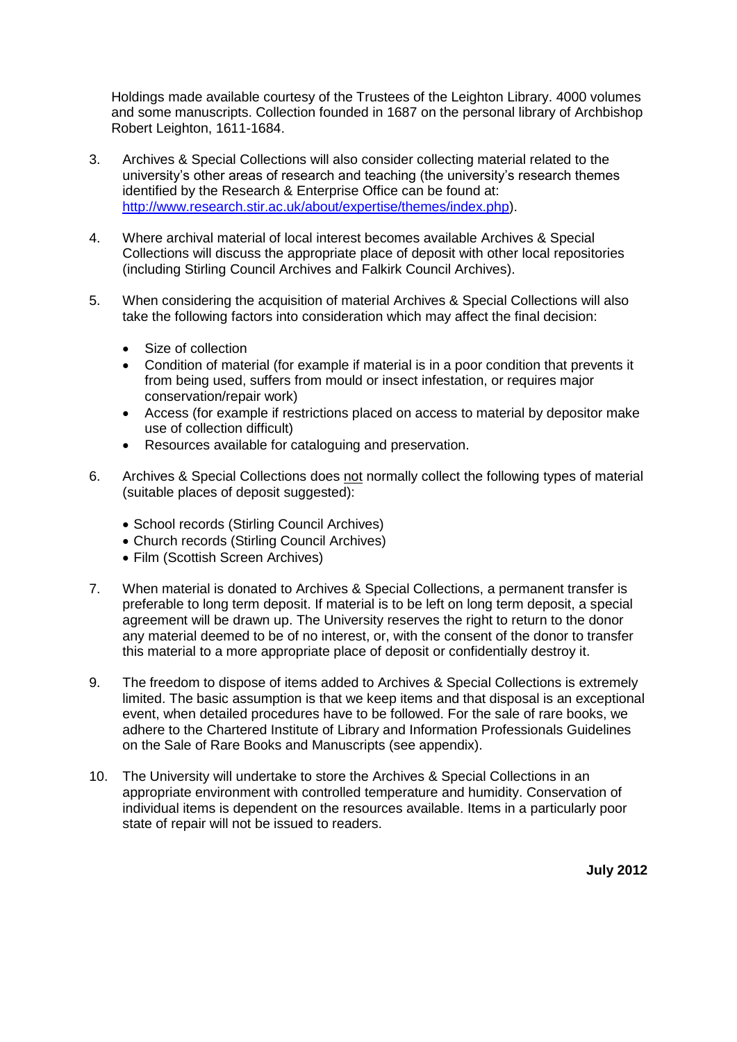Holdings made available courtesy of the Trustees of the Leighton Library. 4000 volumes and some manuscripts. Collection founded in 1687 on the personal library of Archbishop Robert Leighton, 1611-1684.

3. Archives & Special Collections will also consider collecting material related to the university's other areas of research and teaching (the university's research themes identified by the Research & Enterprise Office can be found at: http://www.research.stir.ac.uk/about/expertise/themes/index.php).

4. Where archival material of local interest becomes available Archives & Special Collections will discuss the appropriate place of deposit with other local repositories (including Stirling Council Archives and Falkirk Council Archives).

5. When considering the acquisition of material Archives & Special Collections will also take the following factors into consideration which may affect the final decision:

   - Size of collection
   - Condition of material (for example if material is in a poor condition that prevents it from being used, suffers from mould or insect infestation, or requires major conservation/repair work)
   - Access (for example if restrictions placed on access to material by depositor make use of collection difficult)
   - Resources available for cataloguing and preservation.

6. Archives & Special Collections does <u>not</u> normally collect the following types of material (suitable places of deposit suggested):

   - School records (Stirling Council Archives)
   - Church records (Stirling Council Archives)
   - Film (Scottish Screen Archives)

7. When material is donated to Archives & Special Collections, a permanent transfer is preferable to long term deposit. If material is to be left on long term deposit, a special agreement will be drawn up. The University reserves the right to return to the donor any material deemed to be of no interest, or, with the consent of the donor to transfer this material to a more appropriate place of deposit or confidentially destroy it.

9. The freedom to dispose of items added to Archives & Special Collections is extremely limited. The basic assumption is that we keep items and that disposal is an exceptional event, when detailed procedures have to be followed. For the sale of rare books, we adhere to the Chartered Institute of Library and Information Professionals Guidelines on the Sale of Rare Books and Manuscripts (see appendix).

10. The University will undertake to store the Archives & Special Collections in an appropriate environment with controlled temperature and humidity. Conservation of individual items is dependent on the resources available. Items in a particularly poor state of repair will not be issued to readers.

**July 2012**